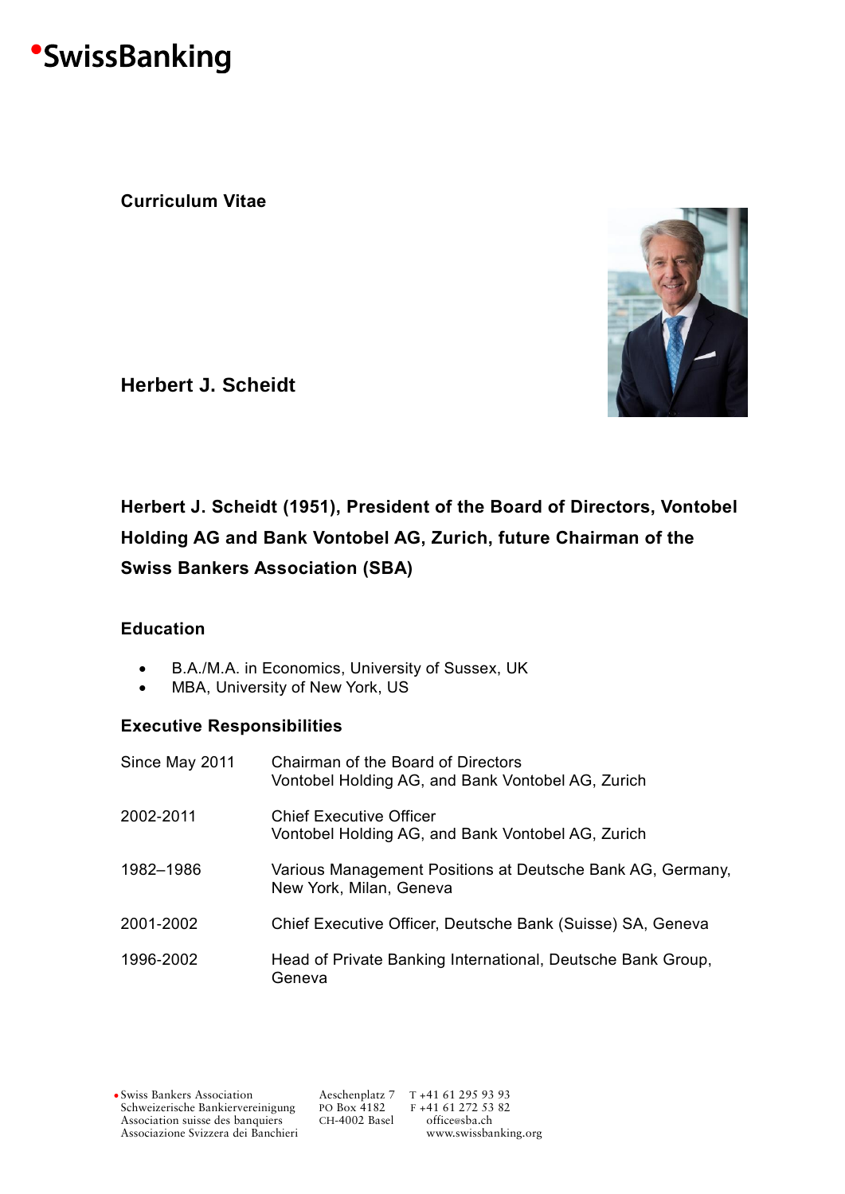SwissBanking

**Curriculum Vitae**

## Herbert J. Scheidt

### Herbert J. Scheidt (1951), President of the Board of Directors, Vontobel Holding AG and Bank Vontobel AG, Zurich, future Chairman of the Swiss Bankers Association (SBA)

### Education

- B.A./M.A. in Economics, University of Sussex, UK
- MBA, University of New York, US

### Executive Responsibilities

| | |
|---|---|
| Since May 2011 | Chairman of the Board of Directors<br>Vontobel Holding AG, and Bank Vontobel AG, Zurich |
| 2002-2011 | Chief Executive Officer<br>Vontobel Holding AG, and Bank Vontobel AG, Zurich |
| 1982–1986 | Various Management Positions at Deutsche Bank AG, Germany, New York, Milan, Geneva |
| 2001-2002 | Chief Executive Officer, Deutsche Bank (Suisse) SA, Geneva |
| 1996-2002 | Head of Private Banking International, Deutsche Bank Group, Geneva |

Swiss Bankers Association
Schweizerische Bankiervereinigung
Association suisse des banquiers
Associazione Svizzera dei Banchieri

Aeschenplatz 7
PO Box 4182
CH-4002 Basel

T +41 61 295 93 93
F +41 61 272 53 82
office@sba.ch
www.swissbanking.org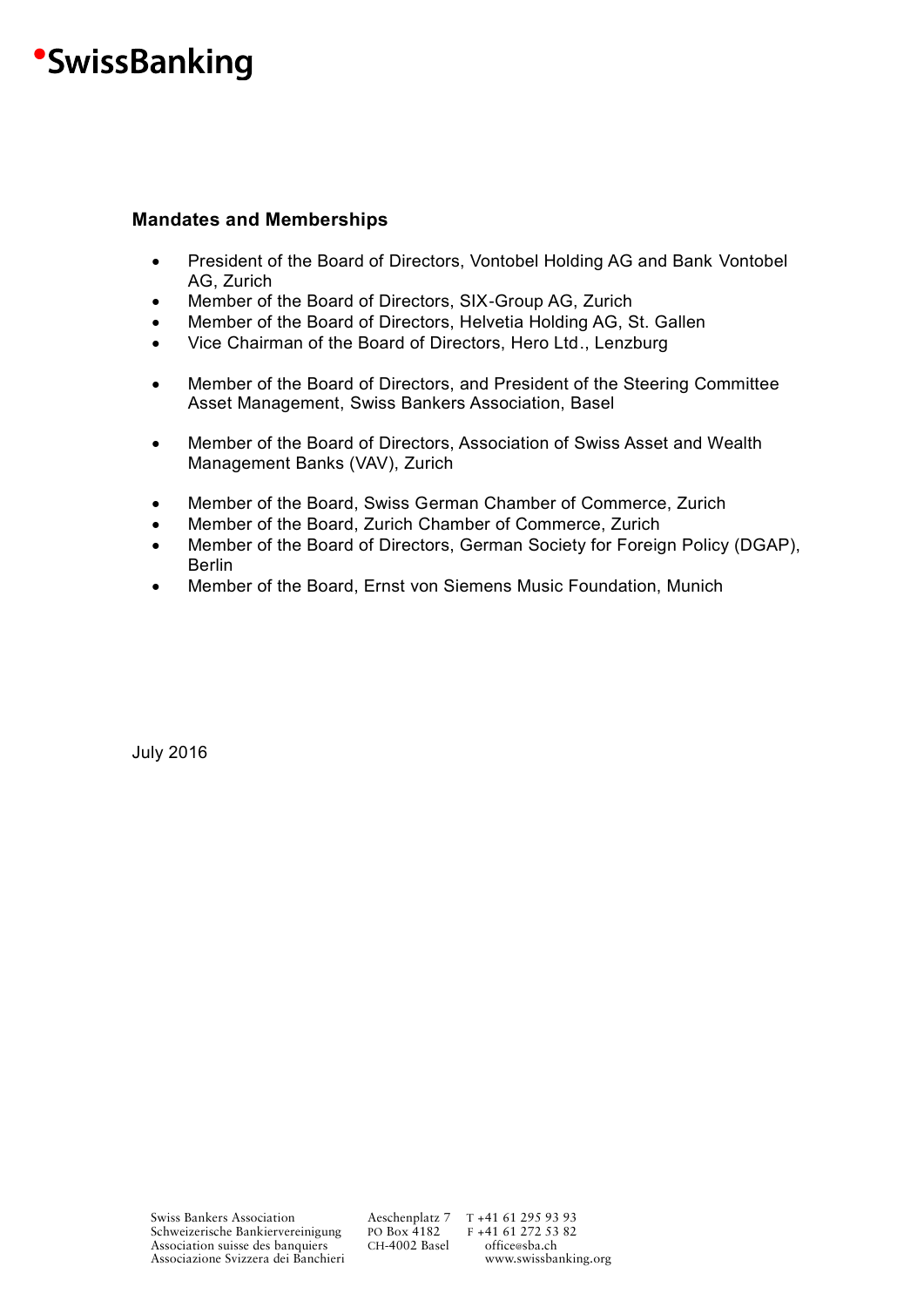## Mandates and Memberships

- President of the Board of Directors, Vontobel Holding AG and Bank Vontobel AG, Zurich
- Member of the Board of Directors, SIX-Group AG, Zurich
- Member of the Board of Directors, Helvetia Holding AG, St. Gallen
- Vice Chairman of the Board of Directors, Hero Ltd., Lenzburg

- Member of the Board of Directors, and President of the Steering Committee Asset Management, Swiss Bankers Association, Basel

- Member of the Board of Directors, Association of Swiss Asset and Wealth Management Banks (VAV), Zurich

- Member of the Board, Swiss German Chamber of Commerce, Zurich
- Member of the Board, Zurich Chamber of Commerce, Zurich
- Member of the Board of Directors, German Society for Foreign Policy (DGAP), Berlin
- Member of the Board, Ernst von Siemens Music Foundation, Munich

July 2016